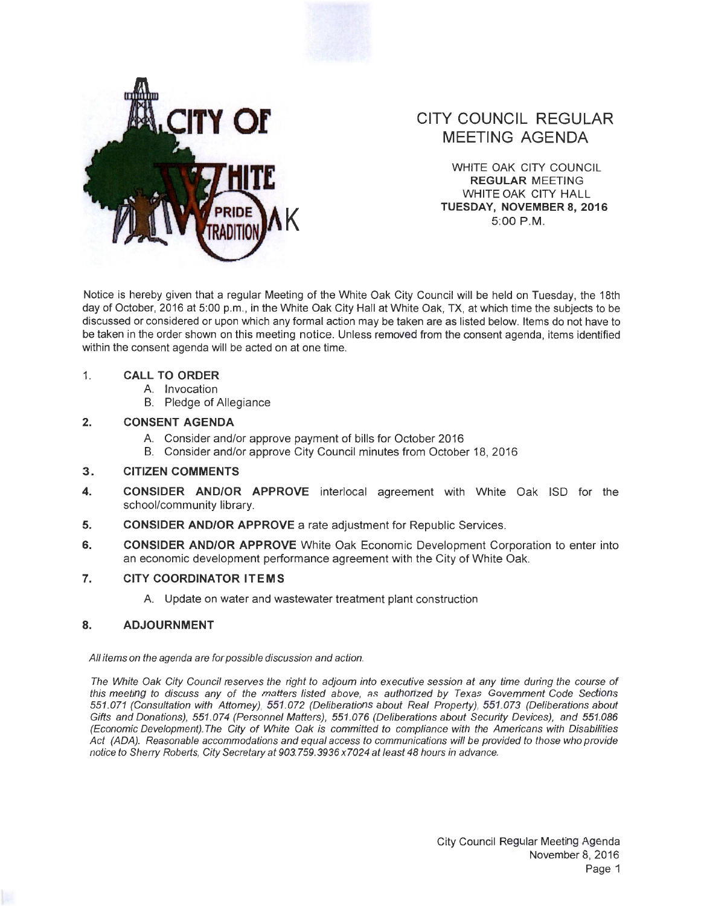CITY OF WHITE OAK
PRIDE TRADITION

# CITY COUNCIL REGULAR MEETING AGENDA

WHITE OAK CITY COUNCIL
**REGULAR** MEETING
WHITE OAK CITY HALL
**TUESDAY, NOVEMBER 8, 2016**
5:00 P.M.

Notice is hereby given that a regular Meeting of the White Oak City Council will be held on Tuesday, the 18th day of October, 2016 at 5:00 p.m., in the White Oak City Hall at White Oak, TX, at which time the subjects to be discussed or considered or upon which any formal action may be taken are as listed below. Items do not have to be taken in the order shown on this meeting notice. Unless removed from the consent agenda, items identified within the consent agenda will be acted on at one time.

1. **CALL TO ORDER**
   - A. Invocation
   - B. Pledge of Allegiance

2. **CONSENT AGENDA**
   - A. Consider and/or approve payment of bills for October 2016
   - B. Consider and/or approve City Council minutes from October 18, 2016

3. **CITIZEN COMMENTS**

4. **CONSIDER AND/OR APPROVE** interlocal agreement with White Oak ISD for the school/community library.

5. **CONSIDER AND/OR APPROVE** a rate adjustment for Republic Services.

6. **CONSIDER AND/OR APPROVE** White Oak Economic Development Corporation to enter into an economic development performance agreement with the City of White Oak.

7. **CITY COORDINATOR ITEMS**
   - A. Update on water and wastewater treatment plant construction

8. **ADJOURNMENT**

*All items on the agenda are for possible discussion and action.*

*The White Oak City Council reserves the right to adjourn into executive session at any time during the course of this meeting to discuss any of the matters listed above, as authorized by Texas Government Code Sections 551.071 (Consultation with Attorney), 551.072 (Deliberations about Real Property), 551.073 (Deliberations about Gifts and Donations), 551.074 (Personnel Matters), 551.076 (Deliberations about Security Devices), and 551.086 (Economic Development).The City of White Oak is committed to compliance with the Americans with Disabilities Act (ADA). Reasonable accommodations and equal access to communications will be provided to those who provide notice to Sherry Roberts, City Secretary at 903.759.3936 x7024 at least 48 hours in advance.*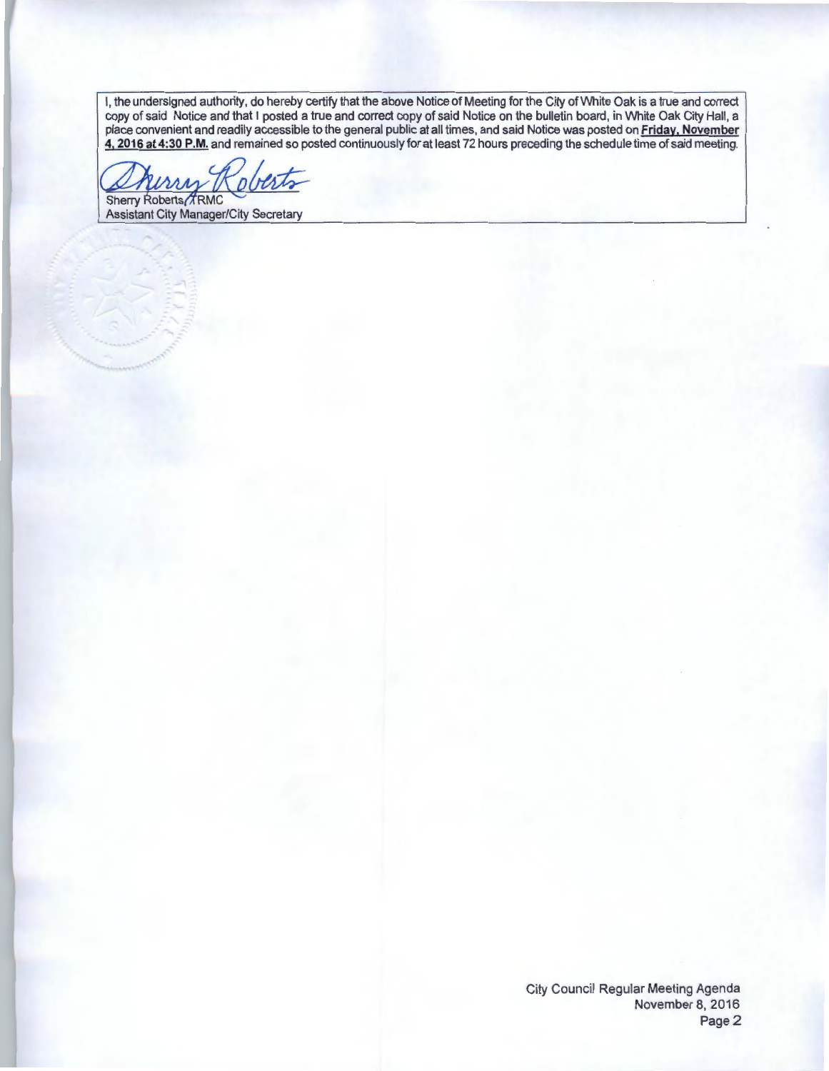I, the undersigned authority, do hereby certify that the above Notice of Meeting for the City of White Oak is a true and correct copy of said Notice and that I posted a true and correct copy of said Notice on the bulletin board, in White Oak City Hall, a place convenient and readily accessible to the general public at all times, and said Notice was posted on **Friday, November 4, 2016 at 4:30 P.M.** and remained so posted continuously for at least 72 hours preceding the schedule time of said meeting.

Sherry Roberts, TRMC
Assistant City Manager/City Secretary